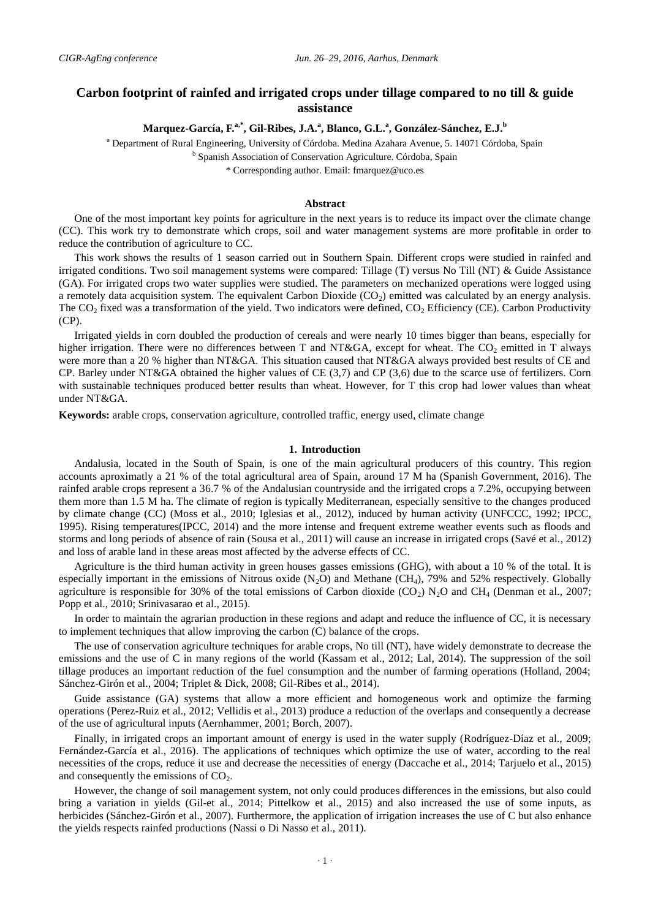# Carbon footprint of rainfed and irrigated crops under tillage compared to no till & guide assistance

**Marquez-García, F.[a,*], Gil-Ribes, J.A.[a], Blanco, G.L.[a], González-Sánchez, E.J.[b]**

[a] Department of Rural Engineering, University of Córdoba. Medina Azahara Avenue, 5. 14071 Córdoba, Spain

[b] Spanish Association of Conservation Agriculture. Córdoba, Spain

\* Corresponding author. Email: fmarquez@uco.es

## Abstract

One of the most important key points for agriculture in the next years is to reduce its impact over the climate change (CC). This work try to demonstrate which crops, soil and water management systems are more profitable in order to reduce the contribution of agriculture to CC.

This work shows the results of 1 season carried out in Southern Spain. Different crops were studied in rainfed and irrigated conditions. Two soil management systems were compared: Tillage (T) versus No Till (NT) & Guide Assistance (GA). For irrigated crops two water supplies were studied. The parameters on mechanized operations were logged using a remotely data acquisition system. The equivalent Carbon Dioxide ($CO_2$) emitted was calculated by an energy analysis. The $CO_2$ fixed was a transformation of the yield. Two indicators were defined, $CO_2$ Efficiency (CE). Carbon Productivity (CP).

Irrigated yields in corn doubled the production of cereals and were nearly 10 times bigger than beans, especially for higher irrigation. There were no differences between T and NT&GA, except for wheat. The $CO_2$ emitted in T always were more than a 20 % higher than NT&GA. This situation caused that NT&GA always provided best results of CE and CP. Barley under NT&GA obtained the higher values of CE (3,7) and CP (3,6) due to the scarce use of fertilizers. Corn with sustainable techniques produced better results than wheat. However, for T this crop had lower values than wheat under NT&GA.

**Keywords:** arable crops, conservation agriculture, controlled traffic, energy used, climate change

## 1. Introduction

Andalusia, located in the South of Spain, is one of the main agricultural producers of this country. This region accounts aproximatly a 21 % of the total agricultural area of Spain, around 17 M ha (Spanish Government, 2016). The rainfed arable crops represent a 36.7 % of the Andalusian countryside and the irrigated crops a 7.2%, occupying between them more than 1.5 M ha. The climate of region is typically Mediterranean, especially sensitive to the changes produced by climate change (CC) (Moss et al., 2010; Iglesias et al., 2012), induced by human activity (UNFCCC, 1992; IPCC, 1995). Rising temperatures(IPCC, 2014) and the more intense and frequent extreme weather events such as floods and storms and long periods of absence of rain (Sousa et al., 2011) will cause an increase in irrigated crops (Savé et al., 2012) and loss of arable land in these areas most affected by the adverse effects of CC.

Agriculture is the third human activity in green houses gasses emissions (GHG), with about a 10 % of the total. It is especially important in the emissions of Nitrous oxide ($N_2O$) and Methane ($CH_4$), 79% and 52% respectively. Globally agriculture is responsible for 30% of the total emissions of Carbon dioxide ($CO_2$) $N_2O$ and $CH_4$ (Denman et al., 2007; Popp et al., 2010; Srinivasarao et al., 2015).

In order to maintain the agrarian production in these regions and adapt and reduce the influence of CC, it is necessary to implement techniques that allow improving the carbon (C) balance of the crops.

The use of conservation agriculture techniques for arable crops, No till (NT), have widely demonstrate to decrease the emissions and the use of C in many regions of the world (Kassam et al., 2012; Lal, 2014). The suppression of the soil tillage produces an important reduction of the fuel consumption and the number of farming operations (Holland, 2004; Sánchez-Girón et al., 2004; Triplet & Dick, 2008; Gil-Ribes et al., 2014).

Guide assistance (GA) systems that allow a more efficient and homogeneous work and optimize the farming operations (Perez-Ruiz et al., 2012; Vellidis et al., 2013) produce a reduction of the overlaps and consequently a decrease of the use of agricultural inputs (Aernhammer, 2001; Borch, 2007).

Finally, in irrigated crops an important amount of energy is used in the water supply (Rodríguez-Díaz et al., 2009; Fernández-García et al., 2016). The applications of techniques which optimize the use of water, according to the real necessities of the crops, reduce it use and decrease the necessities of energy (Daccache et al., 2014; Tarjuelo et al., 2015) and consequently the emissions of $CO_2$.

However, the change of soil management system, not only could produces differences in the emissions, but also could bring a variation in yields (Gil-et al., 2014; Pittelkow et al., 2015) and also increased the use of some inputs, as herbicides (Sánchez-Girón et al., 2007). Furthermore, the application of irrigation increases the use of C but also enhance the yields respects rainfed productions (Nassi o Di Nasso et al., 2011).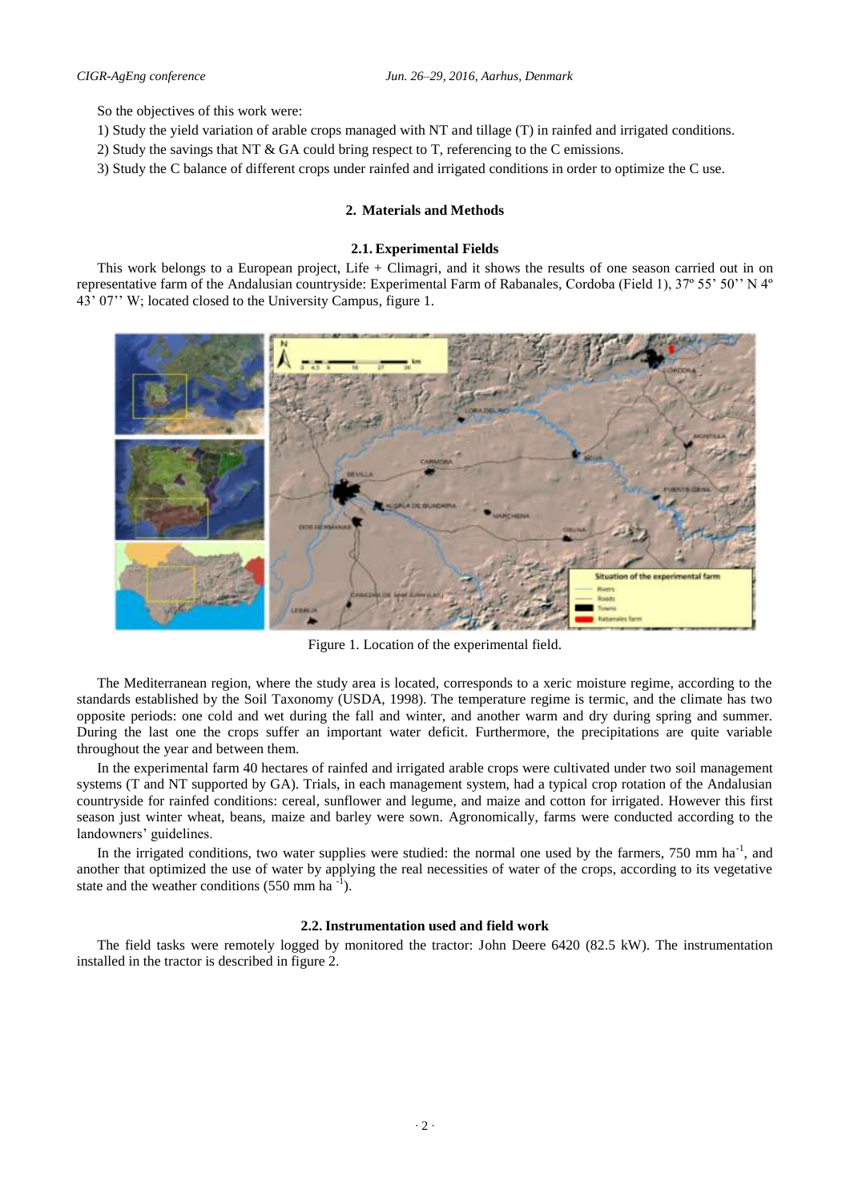So the objectives of this work were:

1) Study the yield variation of arable crops managed with NT and tillage (T) in rainfed and irrigated conditions.

2) Study the savings that NT & GA could bring respect to T, referencing to the C emissions.

3) Study the C balance of different crops under rainfed and irrigated conditions in order to optimize the C use.

## 2. Materials and Methods

### 2.1. Experimental Fields

This work belongs to a European project, Life + Climagri, and it shows the results of one season carried out in on representative farm of the Andalusian countryside: Experimental Farm of Rabanales, Cordoba (Field 1), 37º 55' 50'' N 4º 43' 07'' W; located closed to the University Campus, figure 1.

Figure 1. Location of the experimental field.

The Mediterranean region, where the study area is located, corresponds to a xeric moisture regime, according to the standards established by the Soil Taxonomy (USDA, 1998). The temperature regime is termic, and the climate has two opposite periods: one cold and wet during the fall and winter, and another warm and dry during spring and summer. During the last one the crops suffer an important water deficit. Furthermore, the precipitations are quite variable throughout the year and between them.

In the experimental farm 40 hectares of rainfed and irrigated arable crops were cultivated under two soil management systems (T and NT supported by GA). Trials, in each management system, had a typical crop rotation of the Andalusian countryside for rainfed conditions: cereal, sunflower and legume, and maize and cotton for irrigated. However this first season just winter wheat, beans, maize and barley were sown. Agronomically, farms were conducted according to the landowners' guidelines.

In the irrigated conditions, two water supplies were studied: the normal one used by the farmers, 750 mm $ha^{-1}$, and another that optimized the use of water by applying the real necessities of water of the crops, according to its vegetative state and the weather conditions (550 mm $ha^{-1}$).

### 2.2. Instrumentation used and field work

The field tasks were remotely logged by monitored the tractor: John Deere 6420 (82.5 kW). The instrumentation installed in the tractor is described in figure 2.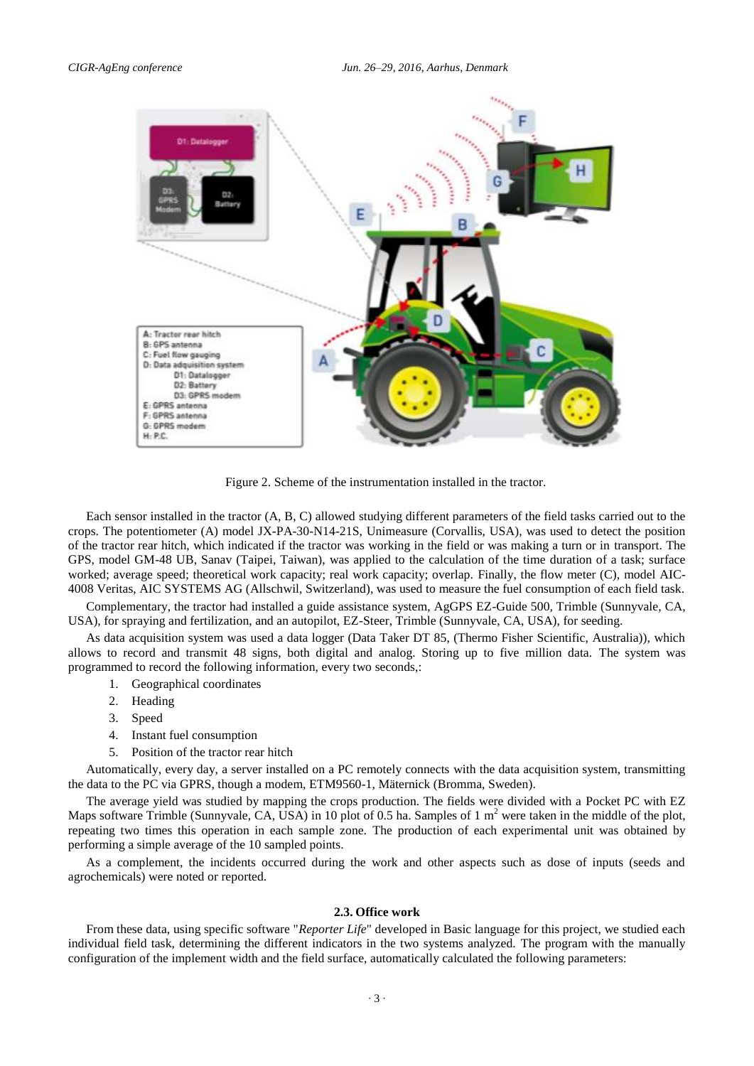Figure 2. Scheme of the instrumentation installed in the tractor.

Each sensor installed in the tractor (A, B, C) allowed studying different parameters of the field tasks carried out to the crops. The potentiometer (A) model JX-PA-30-N14-21S, Unimeasure (Corvallis, USA), was used to detect the position of the tractor rear hitch, which indicated if the tractor was working in the field or was making a turn or in transport. The GPS, model GM-48 UB, Sanav (Taipei, Taiwan), was applied to the calculation of the time duration of a task; surface worked; average speed; theoretical work capacity; real work capacity; overlap. Finally, the flow meter (C), model AIC-4008 Veritas, AIC SYSTEMS AG (Allschwil, Switzerland), was used to measure the fuel consumption of each field task.

Complementary, the tractor had installed a guide assistance system, AgGPS EZ-Guide 500, Trimble (Sunnyvale, CA, USA), for spraying and fertilization, and an autopilot, EZ-Steer, Trimble (Sunnyvale, CA, USA), for seeding.

As data acquisition system was used a data logger (Data Taker DT 85, (Thermo Fisher Scientific, Australia)), which allows to record and transmit 48 signs, both digital and analog. Storing up to five million data. The system was programmed to record the following information, every two seconds,:

1. Geographical coordinates
2. Heading
3. Speed
4. Instant fuel consumption
5. Position of the tractor rear hitch

Automatically, every day, a server installed on a PC remotely connects with the data acquisition system, transmitting the data to the PC via GPRS, though a modem, ETM9560-1, Mäternick (Bromma, Sweden).

The average yield was studied by mapping the crops production. The fields were divided with a Pocket PC with EZ Maps software Trimble (Sunnyvale, CA, USA) in 10 plot of 0.5 ha. Samples of 1 $m^2$ were taken in the middle of the plot, repeating two times this operation in each sample zone. The production of each experimental unit was obtained by performing a simple average of the 10 sampled points.

As a complement, the incidents occurred during the work and other aspects such as dose of inputs (seeds and agrochemicals) were noted or reported.

### 2.3. Office work

From these data, using specific software "*Reporter Life*" developed in Basic language for this project, we studied each individual field task, determining the different indicators in the two systems analyzed. The program with the manually configuration of the implement width and the field surface, automatically calculated the following parameters: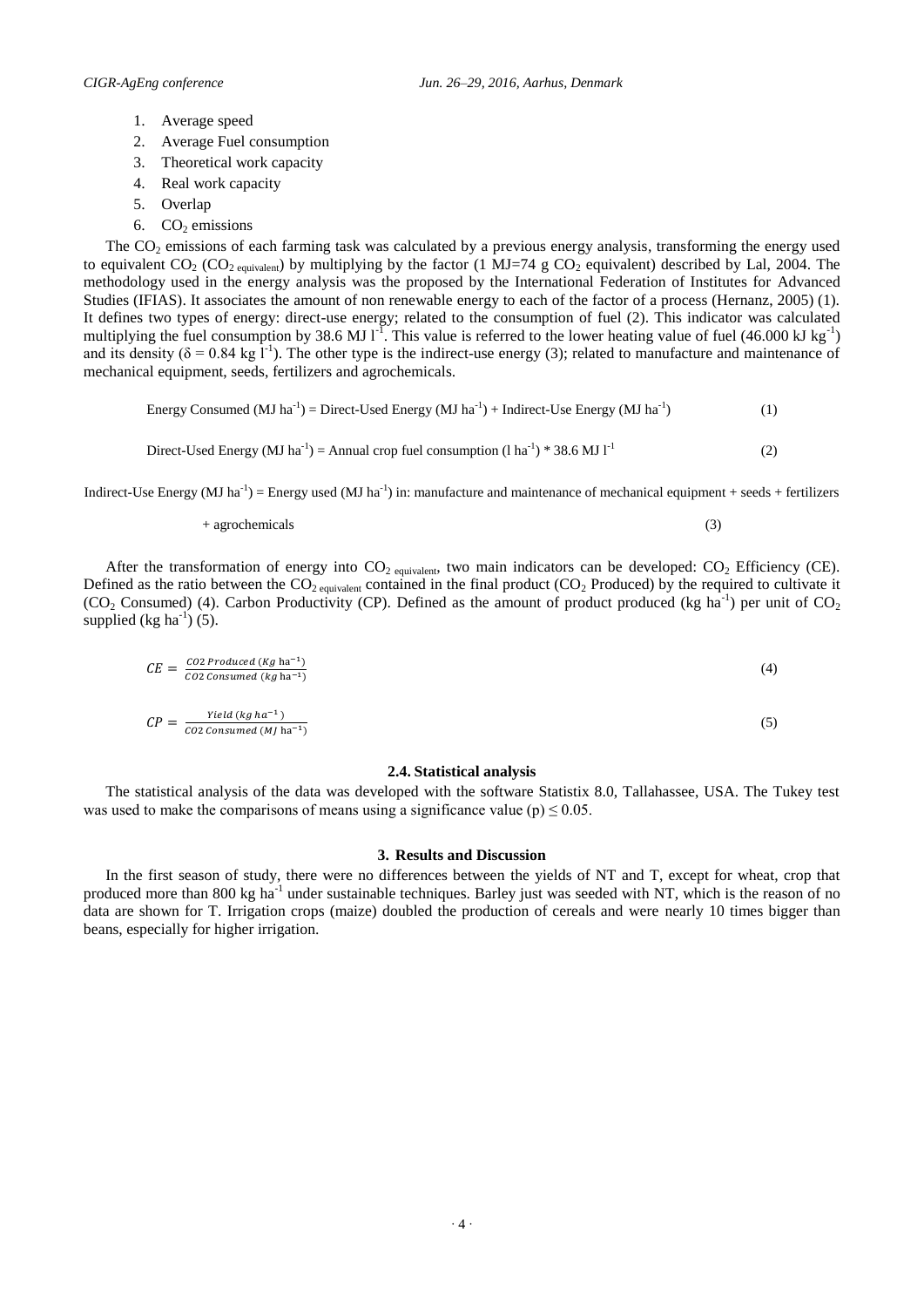1. Average speed
2. Average Fuel consumption
3. Theoretical work capacity
4. Real work capacity
5. Overlap
6. $CO_2$ emissions

The $CO_2$ emissions of each farming task was calculated by a previous energy analysis, transforming the energy used to equivalent $CO_2$ ($CO_{2\ equivalent}$) by multiplying by the factor (1 MJ=74 g $CO_2$ equivalent) described by Lal, 2004. The methodology used in the energy analysis was the proposed by the International Federation of Institutes for Advanced Studies (IFIAS). It associates the amount of non renewable energy to each of the factor of a process (Hernanz, 2005) (1). It defines two types of energy: direct-use energy; related to the consumption of fuel (2). This indicator was calculated multiplying the fuel consumption by 38.6 MJ $l^{-1}$. This value is referred to the lower heating value of fuel (46.000 kJ $kg^{-1}$) and its density ($\delta$ = 0.84 kg $l^{-1}$). The other type is the indirect-use energy (3); related to manufacture and maintenance of mechanical equipment, seeds, fertilizers and agrochemicals.

$$\text{Energy Consumed (MJ ha}^{-1}) = \text{Direct-Used Energy (MJ ha}^{-1}) + \text{Indirect-Use Energy (MJ ha}^{-1}) \tag{1}$$

$$\text{Direct-Used Energy (MJ ha}^{-1}) = \text{Annual crop fuel consumption (l ha}^{-1}) * 38.6 \text{ MJ l}^{-1} \tag{2}$$

$$\text{Indirect-Use Energy (MJ ha}^{-1}) = \text{Energy used (MJ ha}^{-1}) \text{ in: manufacture and maintenance of mechanical equipment + seeds + fertilizers + agrochemicals} \tag{3}$$

After the transformation of energy into $CO_{2\ equivalent}$, two main indicators can be developed: $CO_2$ Efficiency (CE). Defined as the ratio between the $CO_{2\ equivalent}$ contained in the final product ($CO_2$ Produced) by the required to cultivate it ($CO_2$ Consumed) (4). Carbon Productivity (CP). Defined as the amount of product produced (kg $ha^{-1}$) per unit of $CO_2$ supplied (kg $ha^{-1}$) (5).

$$CE = \frac{CO2\ Produced\ (Kg\ \text{ha}^{-1})}{CO2\ Consumed\ (kg\ \text{ha}^{-1})} \tag{4}$$

$$CP = \frac{Yield\ (kg\ ha^{-1})}{CO2\ Consumed\ (MJ\ \text{ha}^{-1})} \tag{5}$$

### 2.4. Statistical analysis

The statistical analysis of the data was developed with the software Statistix 8.0, Tallahassee, USA. The Tukey test was used to make the comparisons of means using a significance value (p) $\leq$ 0.05.

## 3. Results and Discussion

In the first season of study, there were no differences between the yields of NT and T, except for wheat, crop that produced more than 800 kg $ha^{-1}$ under sustainable techniques. Barley just was seeded with NT, which is the reason of no data are shown for T. Irrigation crops (maize) doubled the production of cereals and were nearly 10 times bigger than beans, especially for higher irrigation.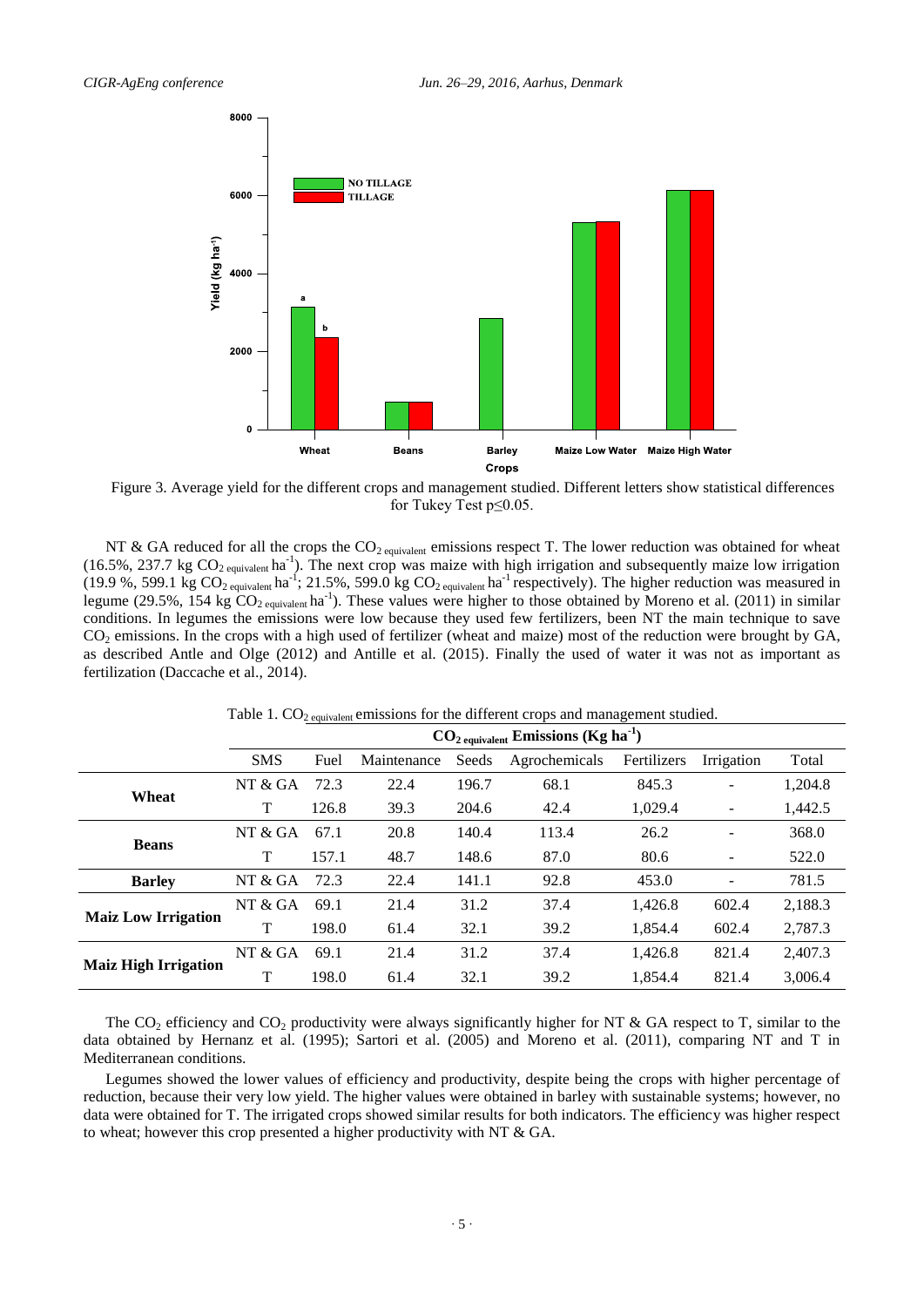Figure 3. Average yield for the different crops and management studied. Different letters show statistical differences for Tukey Test $p \leq 0.05$.

NT & GA reduced for all the crops the $CO_{2\ equivalent}$ emissions respect T. The lower reduction was obtained for wheat (16.5%, 237.7 kg $CO_{2\ equivalent}$ $ha^{-1}$). The next crop was maize with high irrigation and subsequently maize low irrigation (19.9 %, 599.1 kg $CO_{2\ equivalent}$ $ha^{-1}$; 21.5%, 599.0 kg $CO_{2\ equivalent}$ $ha^{-1}$ respectively). The higher reduction was measured in legume (29.5%, 154 kg $CO_{2\ equivalent}$ $ha^{-1}$). These values were higher to those obtained by Moreno et al. (2011) in similar conditions. In legumes the emissions were low because they used few fertilizers, been NT the main technique to save $CO_2$ emissions. In the crops with a high used of fertilizer (wheat and maize) most of the reduction were brought by GA, as described Antle and Olge (2012) and Antille et al. (2015). Finally the used of water it was not as important as fertilization (Daccache et al., 2014).

Table 1. $CO_{2\ equivalent}$ emissions for the different crops and management studied.

| | | $CO_{2\ equivalent}$ Emissions (Kg $ha^{-1}$) | | | | | | |
|---|---|---|---|---|---|---|---|---|
| | SMS | Fuel | Maintenance | Seeds | Agrochemicals | Fertilizers | Irrigation | Total |
| **Wheat** | NT & GA | 72.3 | 22.4 | 196.7 | 68.1 | 845.3 | - | 1,204.8 |
| | T | 126.8 | 39.3 | 204.6 | 42.4 | 1,029.4 | - | 1,442.5 |
| **Beans** | NT & GA | 67.1 | 20.8 | 140.4 | 113.4 | 26.2 | - | 368.0 |
| | T | 157.1 | 48.7 | 148.6 | 87.0 | 80.6 | - | 522.0 |
| **Barley** | NT & GA | 72.3 | 22.4 | 141.1 | 92.8 | 453.0 | - | 781.5 |
| **Maiz Low Irrigation** | NT & GA | 69.1 | 21.4 | 31.2 | 37.4 | 1,426.8 | 602.4 | 2,188.3 |
| | T | 198.0 | 61.4 | 32.1 | 39.2 | 1,854.4 | 602.4 | 2,787.3 |
| **Maiz High Irrigation** | NT & GA | 69.1 | 21.4 | 31.2 | 37.4 | 1,426.8 | 821.4 | 2,407.3 |
| | T | 198.0 | 61.4 | 32.1 | 39.2 | 1,854.4 | 821.4 | 3,006.4 |

The $CO_2$ efficiency and $CO_2$ productivity were always significantly higher for NT & GA respect to T, similar to the data obtained by Hernanz et al. (1995); Sartori et al. (2005) and Moreno et al. (2011), comparing NT and T in Mediterranean conditions.

Legumes showed the lower values of efficiency and productivity, despite being the crops with higher percentage of reduction, because their very low yield. The higher values were obtained in barley with sustainable systems; however, no data were obtained for T. The irrigated crops showed similar results for both indicators. The efficiency was higher respect to wheat; however this crop presented a higher productivity with NT & GA.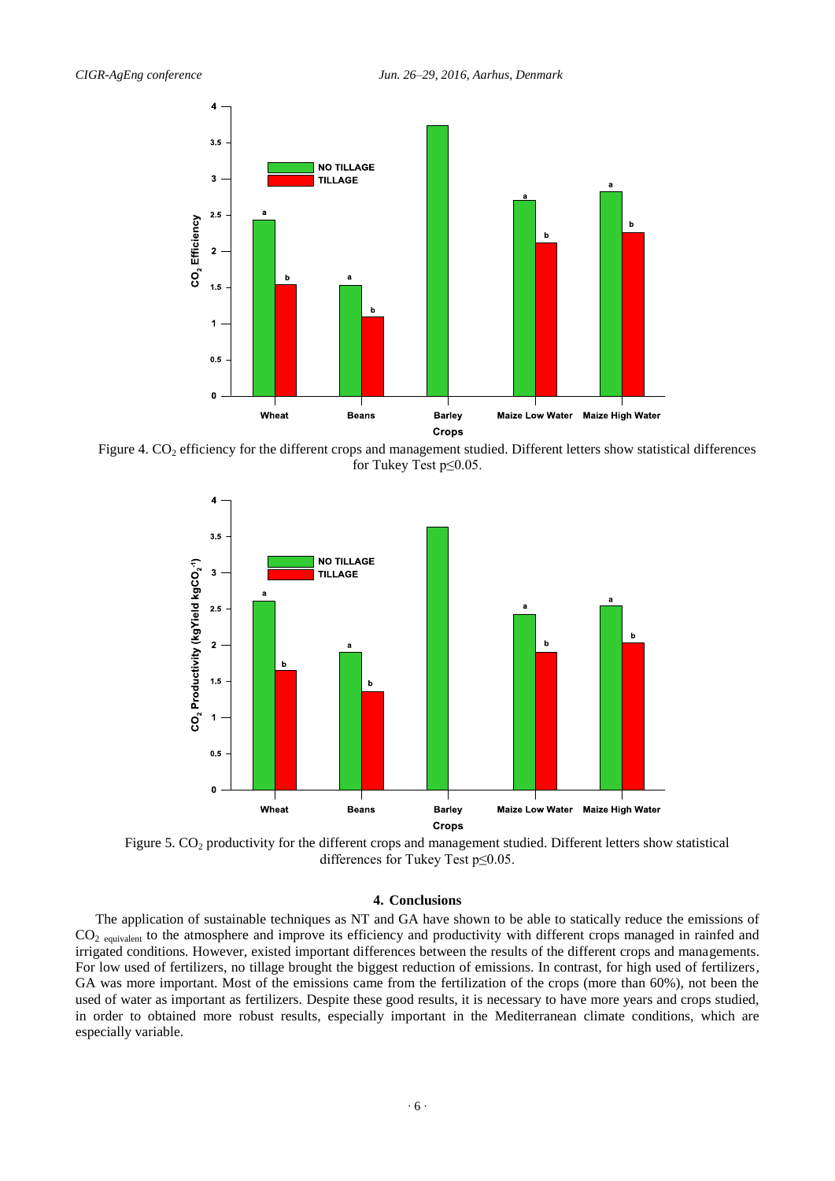Figure 4. $CO_2$ efficiency for the different crops and management studied. Different letters show statistical differences for Tukey Test $p \leq 0.05$.

Figure 5. $CO_2$ productivity for the different crops and management studied. Different letters show statistical differences for Tukey Test $p \leq 0.05$.

## 4. Conclusions

The application of sustainable techniques as NT and GA have shown to be able to statically reduce the emissions of $CO_{2\ equivalent}$ to the atmosphere and improve its efficiency and productivity with different crops managed in rainfed and irrigated conditions. However, existed important differences between the results of the different crops and managements. For low used of fertilizers, no tillage brought the biggest reduction of emissions. In contrast, for high used of fertilizers, GA was more important. Most of the emissions came from the fertilization of the crops (more than 60%), not been the used of water as important as fertilizers. Despite these good results, it is necessary to have more years and crops studied, in order to obtained more robust results, especially important in the Mediterranean climate conditions, which are especially variable.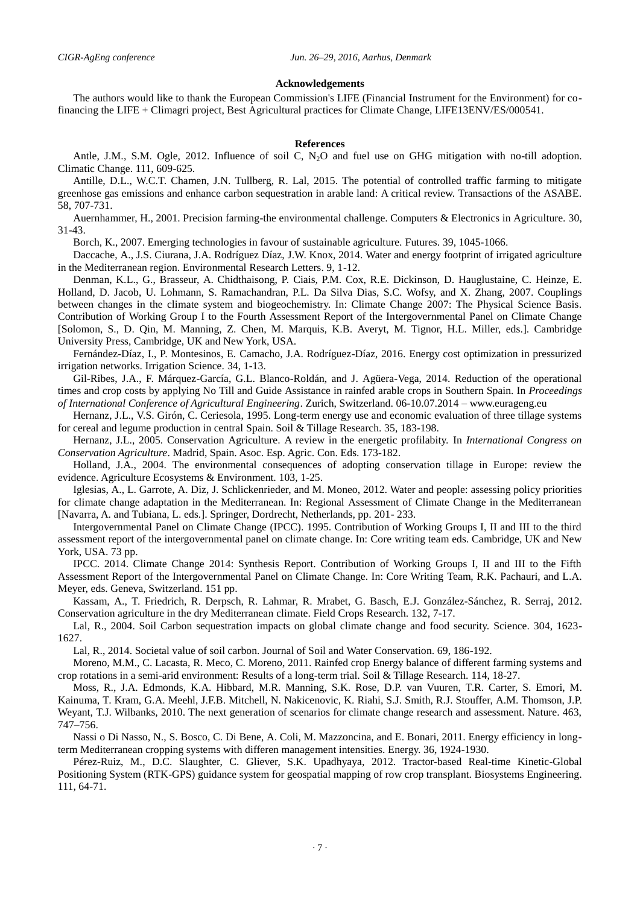## Acknowledgements

The authors would like to thank the European Commission's LIFE (Financial Instrument for the Environment) for co-financing the LIFE + Climagri project, Best Agricultural practices for Climate Change, LIFE13ENV/ES/000541.

## References

Antle, J.M., S.M. Ogle, 2012. Influence of soil C, $N_2O$ and fuel use on GHG mitigation with no-till adoption. Climatic Change. 111, 609-625.

Antille, D.L., W.C.T. Chamen, J.N. Tullberg, R. Lal, 2015. The potential of controlled traffic farming to mitigate greenhose gas emissions and enhance carbon sequestration in arable land: A critical review. Transactions of the ASABE. 58, 707-731.

Auernhammer, H., 2001. Precision farming-the environmental challenge. Computers & Electronics in Agriculture. 30, 31-43.

Borch, K., 2007. Emerging technologies in favour of sustainable agriculture. Futures. 39, 1045-1066.

Daccache, A., J.S. Ciurana, J.A. Rodríguez Díaz, J.W. Knox, 2014. Water and energy footprint of irrigated agriculture in the Mediterranean region. Environmental Research Letters. 9, 1-12.

Denman, K.L., G., Brasseur, A. Chidthaisong, P. Ciais, P.M. Cox, R.E. Dickinson, D. Hauglustaine, C. Heinze, E. Holland, D. Jacob, U. Lohmann, S. Ramachandran, P.L. Da Silva Dias, S.C. Wofsy, and X. Zhang, 2007. Couplings between changes in the climate system and biogeochemistry. In: Climate Change 2007: The Physical Science Basis. Contribution of Working Group I to the Fourth Assessment Report of the Intergovernmental Panel on Climate Change [Solomon, S., D. Qin, M. Manning, Z. Chen, M. Marquis, K.B. Averyt, M. Tignor, H.L. Miller, eds.]. Cambridge University Press, Cambridge, UK and New York, USA.

Fernández-Díaz, I., P. Montesinos, E. Camacho, J.A. Rodríguez-Díaz, 2016. Energy cost optimization in pressurized irrigation networks. Irrigation Science. 34, 1-13.

Gil-Ribes, J.A., F. Márquez-García, G.L. Blanco-Roldán, and J. Agüera-Vega, 2014. Reduction of the operational times and crop costs by applying No Till and Guide Assistance in rainfed arable crops in Southern Spain. In *Proceedings of International Conference of Agricultural Engineering*. Zurich, Switzerland. 06-10.07.2014 – www.eurageng.eu

Hernanz, J.L., V.S. Girón, C. Ceriesola, 1995. Long-term energy use and economic evaluation of three tillage systems for cereal and legume production in central Spain. Soil & Tillage Research. 35, 183-198.

Hernanz, J.L., 2005. Conservation Agriculture. A review in the energetic profilabity. In *International Congress on Conservation Agriculture*. Madrid, Spain. Asoc. Esp. Agric. Con. Eds. 173-182.

Holland, J.A., 2004. The environmental consequences of adopting conservation tillage in Europe: review the evidence. Agriculture Ecosystems & Environment. 103, 1-25.

Iglesias, A., L. Garrote, A. Diz, J. Schlickenrieder, and M. Moneo, 2012. Water and people: assessing policy priorities for climate change adaptation in the Mediterranean. In: Regional Assessment of Climate Change in the Mediterranean [Navarra, A. and Tubiana, L. eds.]. Springer, Dordrecht, Netherlands, pp. 201- 233.

Intergovernmental Panel on Climate Change (IPCC). 1995. Contribution of Working Groups I, II and III to the third assessment report of the intergovernmental panel on climate change. In: Core writing team eds. Cambridge, UK and New York, USA. 73 pp.

IPCC. 2014. Climate Change 2014: Synthesis Report. Contribution of Working Groups I, II and III to the Fifth Assessment Report of the Intergovernmental Panel on Climate Change. In: Core Writing Team, R.K. Pachauri, and L.A. Meyer, eds. Geneva, Switzerland. 151 pp.

Kassam, A., T. Friedrich, R. Derpsch, R. Lahmar, R. Mrabet, G. Basch, E.J. González-Sánchez, R. Serraj, 2012. Conservation agriculture in the dry Mediterranean climate. Field Crops Research. 132, 7-17.

Lal, R., 2004. Soil Carbon sequestration impacts on global climate change and food security. Science. 304, 1623-1627.

Lal, R., 2014. Societal value of soil carbon. Journal of Soil and Water Conservation. 69, 186-192.

Moreno, M.M., C. Lacasta, R. Meco, C. Moreno, 2011. Rainfed crop Energy balance of different farming systems and crop rotations in a semi-arid environment: Results of a long-term trial. Soil & Tillage Research. 114, 18-27.

Moss, R., J.A. Edmonds, K.A. Hibbard, M.R. Manning, S.K. Rose, D.P. van Vuuren, T.R. Carter, S. Emori, M. Kainuma, T. Kram, G.A. Meehl, J.F.B. Mitchell, N. Nakicenovic, K. Riahi, S.J. Smith, R.J. Stouffer, A.M. Thomson, J.P. Weyant, T.J. Wilbanks, 2010. The next generation of scenarios for climate change research and assessment. Nature. 463, 747–756.

Nassi o Di Nasso, N., S. Bosco, C. Di Bene, A. Coli, M. Mazzoncina, and E. Bonari, 2011. Energy efficiency in long-term Mediterranean cropping systems with differen management intensities. Energy. 36, 1924-1930.

Pérez-Ruiz, M., D.C. Slaughter, C. Gliever, S.K. Upadhyaya, 2012. Tractor-based Real-time Kinetic-Global Positioning System (RTK-GPS) guidance system for geospatial mapping of row crop transplant. Biosystems Engineering. 111, 64-71.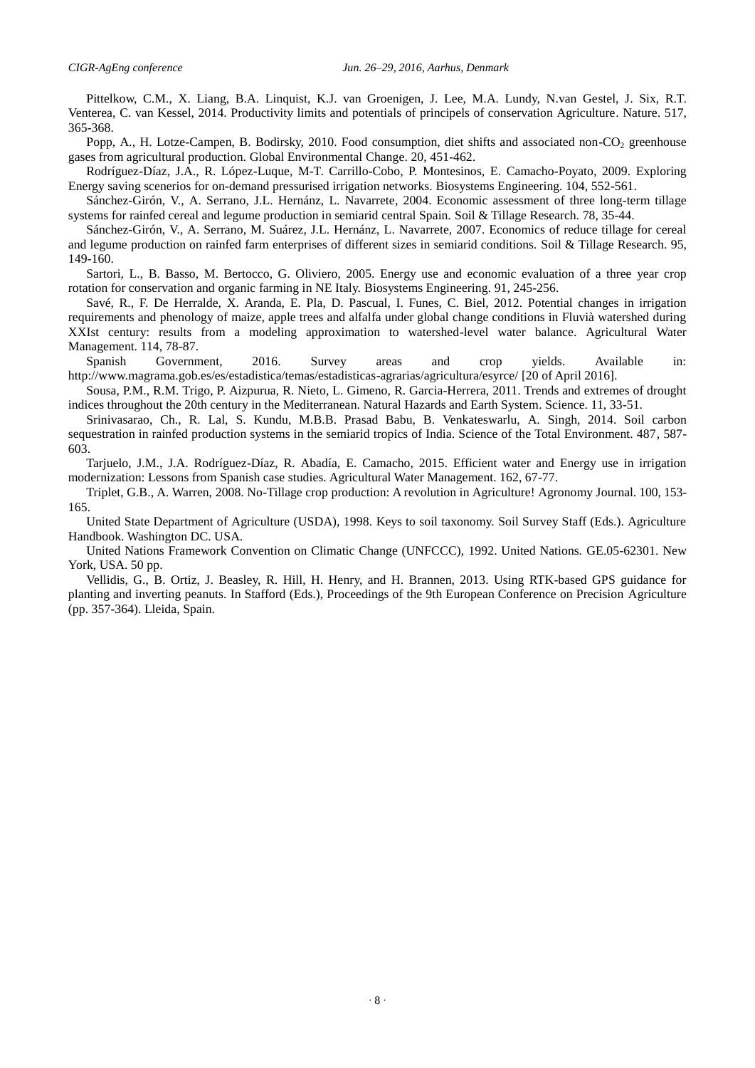Pittelkow, C.M., X. Liang, B.A. Linquist, K.J. van Groenigen, J. Lee, M.A. Lundy, N.van Gestel, J. Six, R.T. Venterea, C. van Kessel, 2014. Productivity limits and potentials of principels of conservation Agriculture. Nature. 517, 365-368.

Popp, A., H. Lotze-Campen, B. Bodirsky, 2010. Food consumption, diet shifts and associated non-$CO_2$ greenhouse gases from agricultural production. Global Environmental Change. 20, 451-462.

Rodríguez-Díaz, J.A., R. López-Luque, M-T. Carrillo-Cobo, P. Montesinos, E. Camacho-Poyato, 2009. Exploring Energy saving scenerios for on-demand pressurised irrigation networks. Biosystems Engineering. 104, 552-561.

Sánchez-Girón, V., A. Serrano, J.L. Hernánz, L. Navarrete, 2004. Economic assessment of three long-term tillage systems for rainfed cereal and legume production in semiarid central Spain. Soil & Tillage Research. 78, 35-44.

Sánchez-Girón, V., A. Serrano, M. Suárez, J.L. Hernánz, L. Navarrete, 2007. Economics of reduce tillage for cereal and legume production on rainfed farm enterprises of different sizes in semiarid conditions. Soil & Tillage Research. 95, 149-160.

Sartori, L., B. Basso, M. Bertocco, G. Oliviero, 2005. Energy use and economic evaluation of a three year crop rotation for conservation and organic farming in NE Italy. Biosystems Engineering. 91, 245-256.

Savé, R., F. De Herralde, X. Aranda, E. Pla, D. Pascual, I. Funes, C. Biel, 2012. Potential changes in irrigation requirements and phenology of maize, apple trees and alfalfa under global change conditions in Fluvià watershed during XXIst century: results from a modeling approximation to watershed-level water balance. Agricultural Water Management. 114, 78-87.

Spanish Government, 2016. Survey areas and crop yields. Available in: http://www.magrama.gob.es/es/estadistica/temas/estadisticas-agrarias/agricultura/esyrce/ [20 of April 2016].

Sousa, P.M., R.M. Trigo, P. Aizpurua, R. Nieto, L. Gimeno, R. Garcia-Herrera, 2011. Trends and extremes of drought indices throughout the 20th century in the Mediterranean. Natural Hazards and Earth System. Science. 11, 33-51.

Srinivasarao, Ch., R. Lal, S. Kundu, M.B.B. Prasad Babu, B. Venkateswarlu, A. Singh, 2014. Soil carbon sequestration in rainfed production systems in the semiarid tropics of India. Science of the Total Environment. 487, 587-603.

Tarjuelo, J.M., J.A. Rodríguez-Díaz, R. Abadía, E. Camacho, 2015. Efficient water and Energy use in irrigation modernization: Lessons from Spanish case studies. Agricultural Water Management. 162, 67-77.

Triplet, G.B., A. Warren, 2008. No-Tillage crop production: A revolution in Agriculture! Agronomy Journal. 100, 153-165.

United State Department of Agriculture (USDA), 1998. Keys to soil taxonomy. Soil Survey Staff (Eds.). Agriculture Handbook. Washington DC. USA.

United Nations Framework Convention on Climatic Change (UNFCCC), 1992. United Nations. GE.05-62301. New York, USA. 50 pp.

Vellidis, G., B. Ortiz, J. Beasley, R. Hill, H. Henry, and H. Brannen, 2013. Using RTK-based GPS guidance for planting and inverting peanuts. In Stafford (Eds.), Proceedings of the 9th European Conference on Precision Agriculture (pp. 357-364). Lleida, Spain.